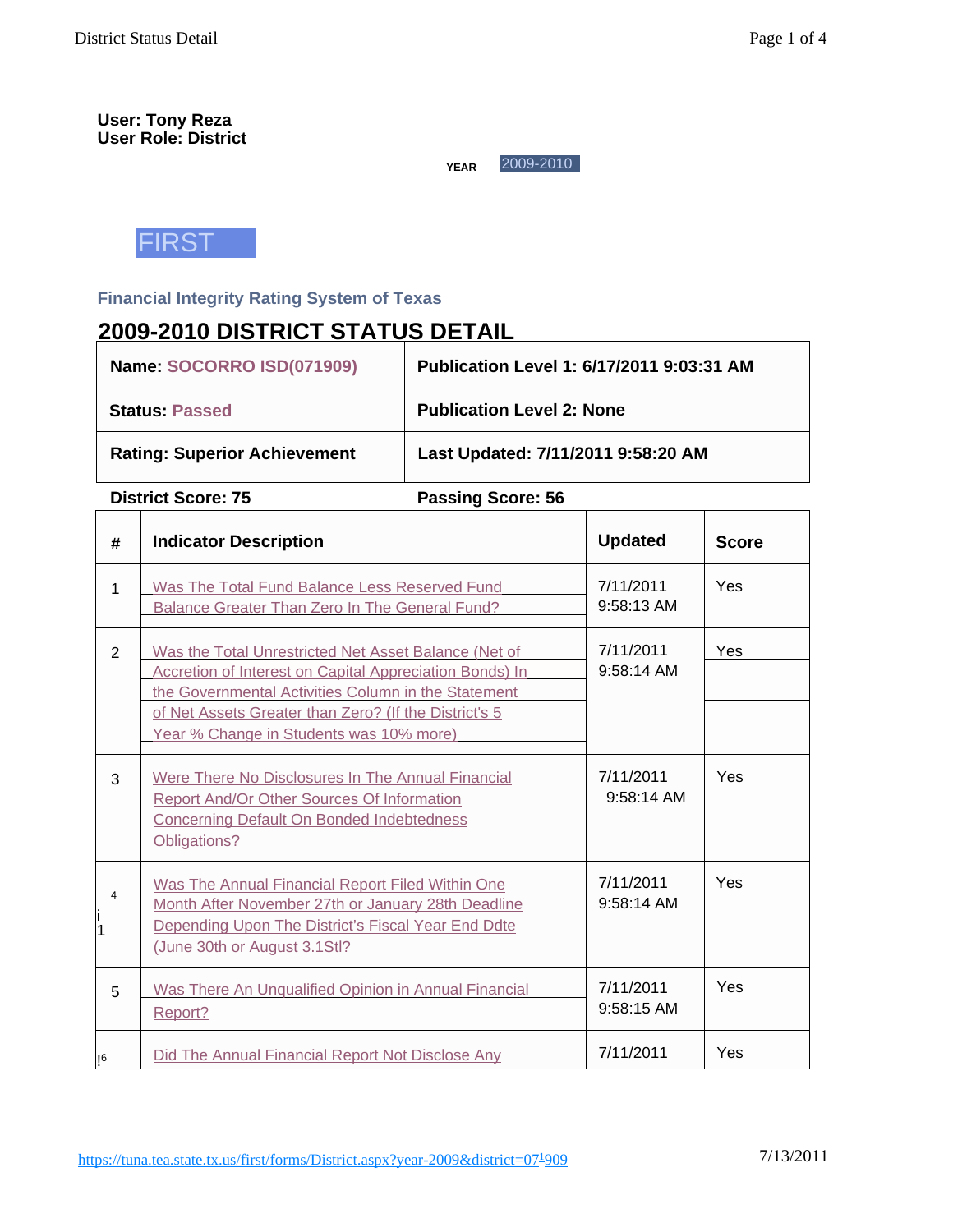User: Tony Reza
User Role: District

**YEAR** 2009-2010

FIRST

### Financial Integrity Rating System of Texas

## 2009-2010 DISTRICT STATUS DETAIL

| | |
|---|---|
| **Name: SOCORRO ISD(071909)** | **Publication Level 1: 6/17/2011 9:03:31 AM** |
| **Status: Passed** | **Publication Level 2: None** |
| **Rating: Superior Achievement** | **Last Updated: 7/11/2011 9:58:20 AM** |

**District Score: 75** **Passing Score: 56**

| # | Indicator Description | Updated | Score |
|---|---|---|---|
| 1 | Was The Total Fund Balance Less Reserved Fund Balance Greater Than Zero In The General Fund? | 7/11/2011 9:58:13 AM | Yes |
| 2 | Was the Total Unrestricted Net Asset Balance (Net of Accretion of Interest on Capital Appreciation Bonds) In the Governmental Activities Column in the Statement of Net Assets Greater than Zero? (If the District's 5 Year % Change in Students was 10% more) | 7/11/2011 9:58:14 AM | Yes |
| 3 | Were There No Disclosures In The Annual Financial Report And/Or Other Sources Of Information Concerning Default On Bonded Indebtedness Obligations? | 7/11/2011 9:58:14 AM | Yes |
| 4 | Was The Annual Financial Report Filed Within One Month After November 27th or January 28th Deadline Depending Upon The District's Fiscal Year End Ddte (June 30th or August 3.1Stl? | 7/11/2011 9:58:14 AM | Yes |
| 5 | Was There An Unqualified Opinion in Annual Financial Report? | 7/11/2011 9:58:15 AM | Yes |
| 6 | Did The Annual Financial Report Not Disclose Any | 7/11/2011 | Yes |

https://tuna.tea.state.tx.us/first/forms/District.aspx?year-2009&district=071909 7/13/2011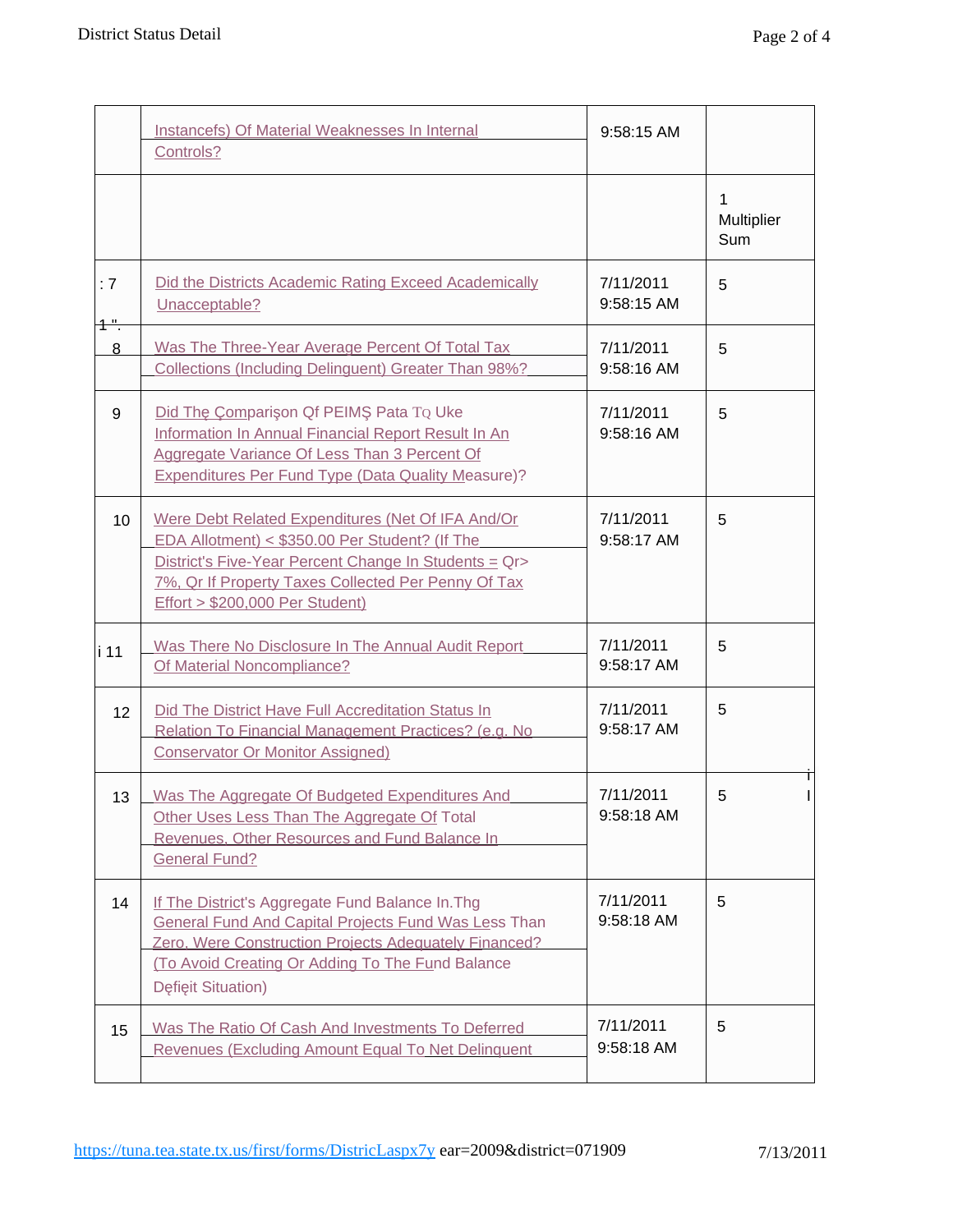| | | | |
|---|---|---|---|
| | Instancefs) Of Material Weaknesses In Internal Controls? | 9:58:15 AM | |
| | | | 1 Multiplier Sum |
| : 7 | Did the Districts Academic Rating Exceed Academically Unacceptable? | 7/11/2011 9:58:15 AM | 5 |
| 8 | Was The Three-Year Average Percent Of Total Tax Collections (Including Delinguent) Greater Than 98%? | 7/11/2011 9:58:16 AM | 5 |
| 9 | Did Thę Çomparişon Qf PEIMŞ Pata TQ Uke Information In Annual Financial Report Result In An Aggregate Variance Of Less Than 3 Percent Of Expenditures Per Fund Type (Data Quality Measure)? | 7/11/2011 9:58:16 AM | 5 |
| 10 | Were Debt Related Expenditures (Net Of IFA And/Or EDA Allotment) < $350.00 Per Student? (If The District's Five-Year Percent Change In Students = Qr> 7%, Qr If Property Taxes Collected Per Penny Of Tax Effort > $200,000 Per Student) | 7/11/2011 9:58:17 AM | 5 |
| i 11 | Was There No Disclosure In The Annual Audit Report Of Material Noncompliance? | 7/11/2011 9:58:17 AM | 5 |
| 12 | Did The District Have Full Accreditation Status In Relation To Financial Management Practices? (e.g. No Conservator Or Monitor Assigned) | 7/11/2011 9:58:17 AM | 5 |
| 13 | Was The Aggregate Of Budgeted Expenditures And Other Uses Less Than The Aggregate Of Total Revenues, Other Resources and Fund Balance In General Fund? | 7/11/2011 9:58:18 AM | 5 |
| 14 | If The District's Aggregate Fund Balance In.Thg General Fund And Capital Projects Fund Was Less Than Zero, Were Construction Projects Adequately Financed? (To Avoid Creating Or Adding To The Fund Balance Deficit Situation) | 7/11/2011 9:58:18 AM | 5 |
| 15 | Was The Ratio Of Cash And Investments To Deferred Revenues (Excluding Amount Equal To Net Delinquent | 7/11/2011 9:58:18 AM | 5 |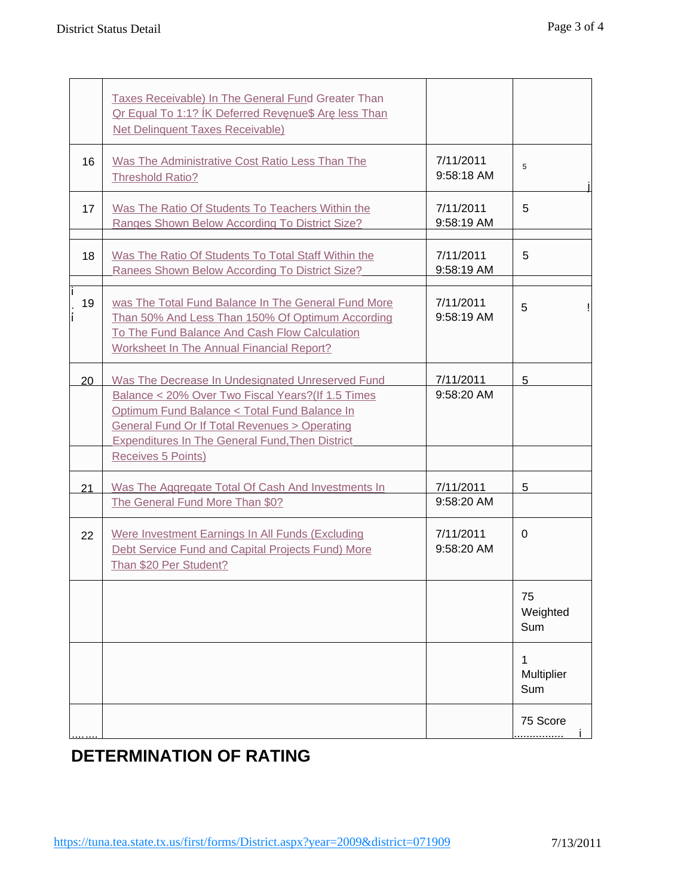| | | | |
|---|---|---|---|
| | Taxes Receivable) In The General Fund Greater Than Or Equal To 1:1? ÍK Deferred Revęnue$ Arę less Than Net Delinquent Taxes Receivable) | | |
| 16 | Was The Administrative Cost Ratio Less Than The Threshold Ratio? | 7/11/2011 9:58:18 AM | 5 |
| 17 | Was The Ratio Of Students To Teachers Within the Ranges Shown Below According To District Size? | 7/11/2011 9:58:19 AM | 5 |
| 18 | Was The Ratio Of Students To Total Staff Within the Ranees Shown Below According To District Size? | 7/11/2011 9:58:19 AM | 5 |
| 19 | was The Total Fund Balance In The General Fund More Than 50% And Less Than 150% Of Optimum According To The Fund Balance And Cash Flow Calculation Worksheet In The Annual Financial Report? | 7/11/2011 9:58:19 AM | 5 |
| 20 | Was The Decrease In Undesignated Unreserved Fund Balance < 20% Over Two Fiscal Years?(If 1.5 Times Optimum Fund Balance < Total Fund Balance In General Fund Or If Total Revenues > Operating Expenditures In The General Fund,Then District Receives 5 Points) | 7/11/2011 9:58:20 AM | 5 |
| 21 | Was The Aggregate Total Of Cash And Investments In The General Fund More Than $0? | 7/11/2011 9:58:20 AM | 5 |
| 22 | Were Investment Earnings In All Funds (Excluding Debt Service Fund and Capital Projects Fund) More Than $20 Per Student? | 7/11/2011 9:58:20 AM | 0 |
| | | | 75 Weighted Sum |
| | | | 1 Multiplier Sum |
| | | | 75 Score |

## DETERMINATION OF RATING

https://tuna.tea.state.tx.us/first/forms/District.aspx?year=2009&district=071909 7/13/2011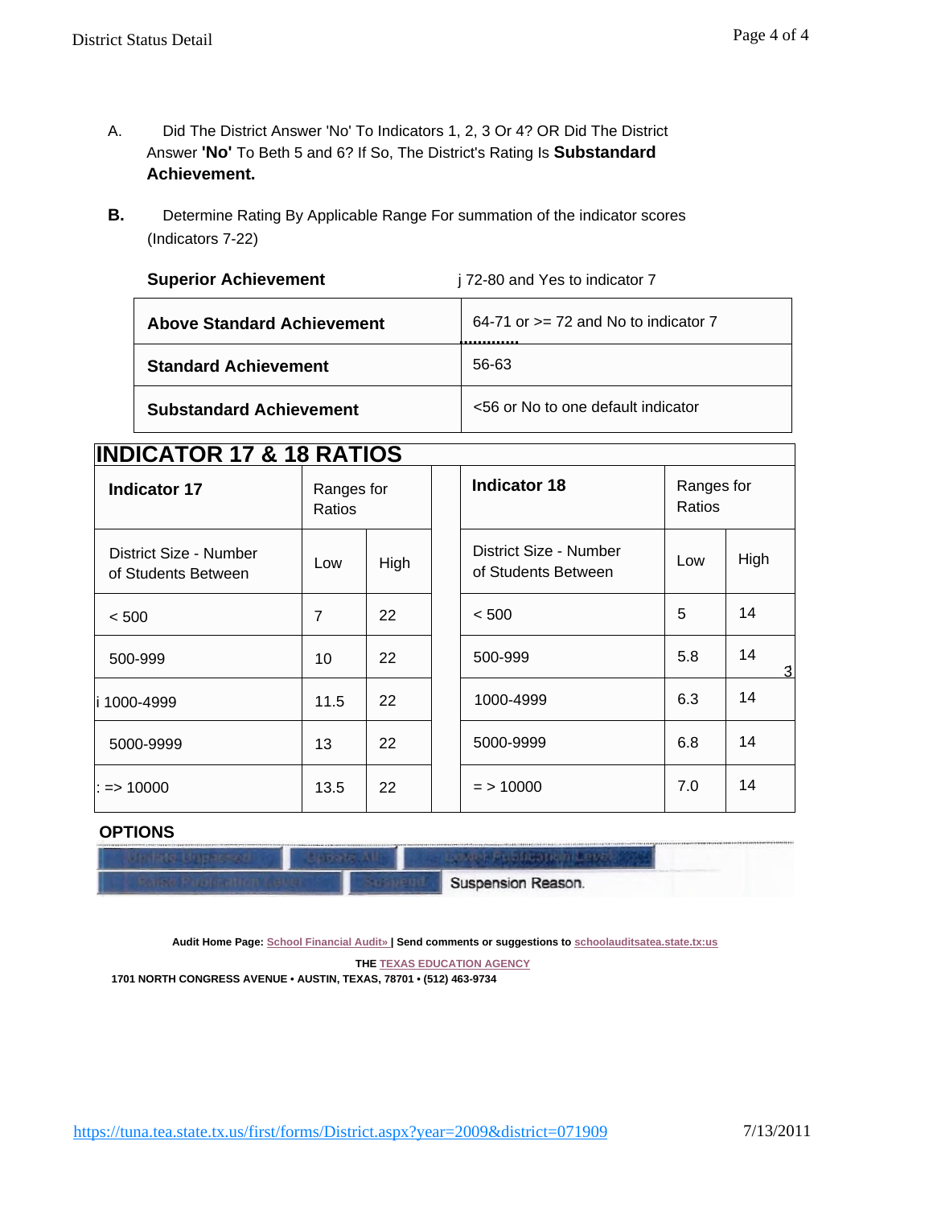A. Did The District Answer 'No' To Indicators 1, 2, 3 Or 4? OR Did The District Answer **'No'** To Beth 5 and 6? If So, The District's Rating Is **Substandard Achievement.**

**B.** Determine Rating By Applicable Range For summation of the indicator scores (Indicators 7-22)

| | |
|---|---|
| **Superior Achievement** | j 72-80 and Yes to indicator 7 |
| **Above Standard Achievement** | 64-71 or >= 72 and No to indicator 7 |
| **Standard Achievement** | 56-63 |
| **Substandard Achievement** | <56 or No to one default indicator |

## INDICATOR 17 & 18 RATIOS

| **Indicator 17** | Ranges for Ratios | | | **Indicator 18** | Ranges for Ratios | |
|---|---|---|---|---|---|---|
| District Size - Number of Students Between | Low | High | | District Size - Number of Students Between | Low | High |
| < 500 | 7 | 22 | | < 500 | 5 | 14 |
| 500-999 | 10 | 22 | | 500-999 | 5.8 | 14 3 |
| i 1000-4999 | 11.5 | 22 | | 1000-4999 | 6.3 | 14 |
| 5000-9999 | 13 | 22 | | 5000-9999 | 6.8 | 14 |
| : => 10000 | 13.5 | 22 | | = > 10000 | 7.0 | 14 |

**OPTIONS**

Suspension Reason.

Audit Home Page: School Financial Audit» | Send comments or suggestions to schoolauditsatea.state.tx:us

THE TEXAS EDUCATION AGENCY

1701 NORTH CONGRESS AVENUE • AUSTIN, TEXAS, 78701 • (512) 463-9734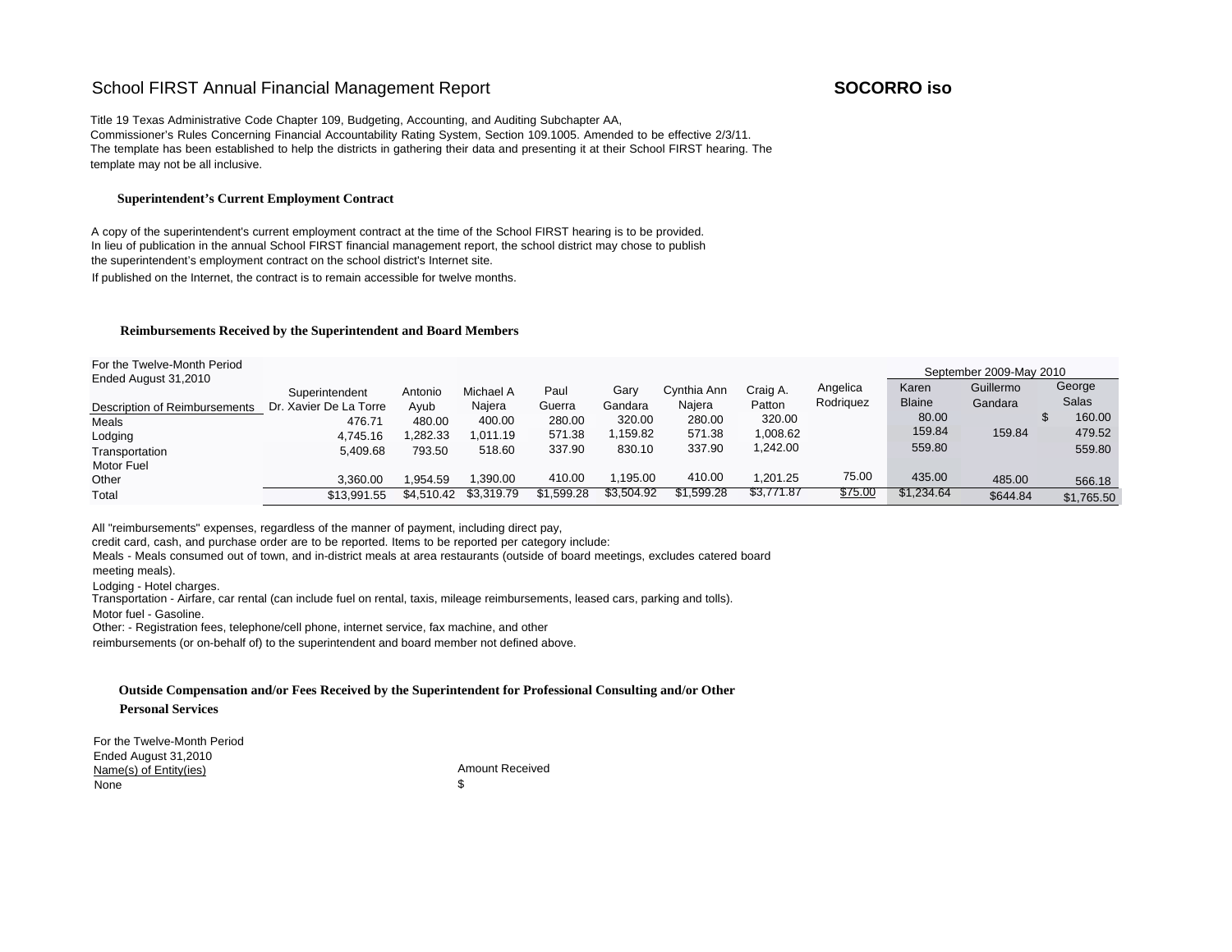School FIRST Annual Financial Management Report

**SOCORRO iso**

Title 19 Texas Administrative Code Chapter 109, Budgeting, Accounting, and Auditing Subchapter AA, Commissioner's Rules Concerning Financial Accountability Rating System, Section 109.1005. Amended to be effective 2/3/11. The template has been established to help the districts in gathering their data and presenting it at their School FIRST hearing. The template may not be all inclusive.

### Superintendent's Current Employment Contract

A copy of the superintendent's current employment contract at the time of the School FIRST hearing is to be provided. In lieu of publication in the annual School FIRST financial management report, the school district may chose to publish the superintendent's employment contract on the school district's Internet site.

If published on the Internet, the contract is to remain accessible for twelve months.

### Reimbursements Received by the Superintendent and Board Members

| For the Twelve-Month Period Ended August 31,2010 | | | | | | | | | September 2009-May 2010 | | |
|---|---|---|---|---|---|---|---|---|---|---|---|
| Description of Reimbursements | Superintendent Dr. Xavier De La Torre | Antonio Ayub | Michael A Najera | Paul Guerra | Gary Gandara | Cynthia Ann Najera | Craig A. Patton | Angelica Rodriquez | Karen Blaine | Guillermo Gandara | George Salas |
| Meals | 476.71 | 480.00 | 400.00 | 280.00 | 320.00 | 280.00 | 320.00 | | 80.00 | | $ 160.00 |
| Lodging | 4,745.16 | 1,282.33 | 1,011.19 | 571.38 | 1,159.82 | 571.38 | 1,008.62 | | 159.84 | 159.84 | 479.52 |
| Transportation | 5,409.68 | 793.50 | 518.60 | 337.90 | 830.10 | 337.90 | 1,242.00 | | 559.80 | | 559.80 |
| Motor Fuel | | | | | | | | | | | |
| Other | 3,360.00 | 1,954.59 | 1,390.00 | 410.00 | 1,195.00 | 410.00 | 1,201.25 | 75.00 | 435.00 | 485.00 | 566.18 |
| Total | $13,991.55 | $4,510.42 | $3,319.79 | $1,599.28 | $3,504.92 | $1,599.28 | $3,771.87 | $75.00 | $1,234.64 | $644.84 | $1,765.50 |

All "reimbursements" expenses, regardless of the manner of payment, including direct pay, credit card, cash, and purchase order are to be reported. Items to be reported per category include:

Meals - Meals consumed out of town, and in-district meals at area restaurants (outside of board meetings, excludes catered board meeting meals).

Lodging - Hotel charges.

Transportation - Airfare, car rental (can include fuel on rental, taxis, mileage reimbursements, leased cars, parking and tolls).

Motor fuel - Gasoline.

Other: - Registration fees, telephone/cell phone, internet service, fax machine, and other reimbursements (or on-behalf of) to the superintendent and board member not defined above.

### Outside Compensation and/or Fees Received by the Superintendent for Professional Consulting and/or Other Personal Services

For the Twelve-Month Period Ended August 31,2010

| Name(s) of Entity(ies) | Amount Received |
|---|---|
| None | $ |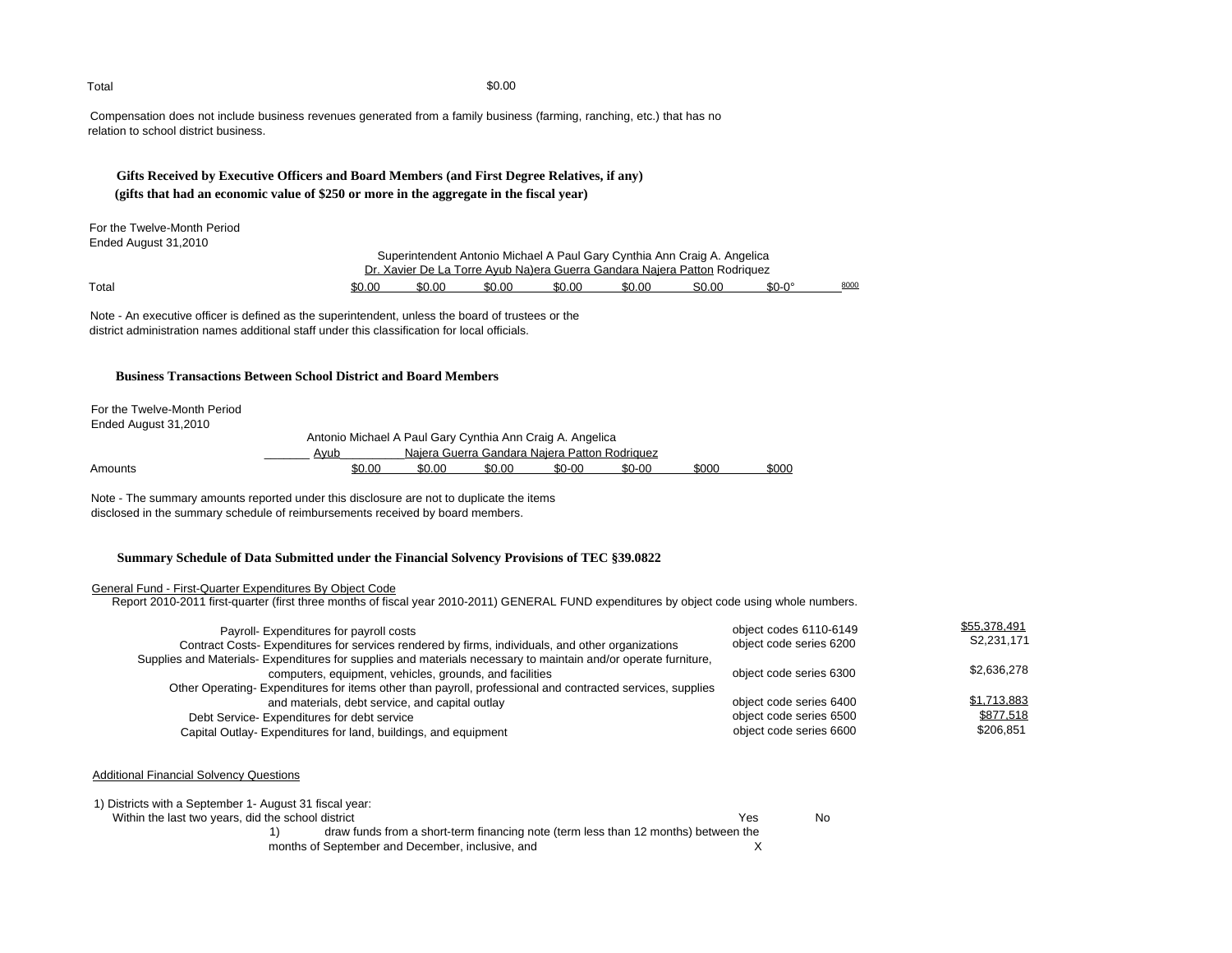| Total | $0.00 |
|---|---|

Compensation does not include business revenues generated from a family business (farming, ranching, etc.) that has no relation to school district business.

### Gifts Received by Executive Officers and Board Members (and First Degree Relatives, if any)

### (gifts that had an economic value of $250 or more in the aggregate in the fiscal year)

For the Twelve-Month Period
Ended August 31,2010

| | Superintendent Dr. Xavier De La Torre | Antonio Ayub | Michael A Na)era | Paul Guerra | Gary Gandara | Cynthia Ann Najera | Craig A. Patton | Angelica Rodriquez |
|---|---|---|---|---|---|---|---|---|
| Total | $0.00 | $0.00 | $0.00 | $0.00 | $0.00 | S0.00 | $0-0° | 8000 |

Note - An executive officer is defined as the superintendent, unless the board of trustees or the district administration names additional staff under this classification for local officials.

### Business Transactions Between School District and Board Members

For the Twelve-Month Period
Ended August 31,2010

| | Antonio Ayub | Michael A Najera | Paul Guerra | Gary Gandara | Cynthia Ann Najera | Craig A. Patton | Angelica Rodriquez |
|---|---|---|---|---|---|---|---|
| Amounts | $0.00 | $0.00 | $0.00 | $0-00 | $0-00 | $000 | $000 |

Note - The summary amounts reported under this disclosure are not to duplicate the items disclosed in the summary schedule of reimbursements received by board members.

### Summary Schedule of Data Submitted under the Financial Solvency Provisions of TEC §39.0822

General Fund - First-Quarter Expenditures By Object Code

Report 2010-2011 first-quarter (first three months of fiscal year 2010-2011) GENERAL FUND expenditures by object code using whole numbers.

| | | |
|---|---|---|
| Payroll- Expenditures for payroll costs | object codes 6110-6149 | $55,378,491 |
| Contract Costs- Expenditures for services rendered by firms, individuals, and other organizations | object code series 6200 | S2,231,171 |
| Supplies and Materials- Expenditures for supplies and materials necessary to maintain and/or operate furniture, computers, equipment, vehicles, grounds, and facilities | object code series 6300 | $2,636,278 |
| Other Operating- Expenditures for items other than payroll, professional and contracted services, supplies and materials, debt service, and capital outlay | object code series 6400 | $1,713,883 |
| Debt Service- Expenditures for debt service | object code series 6500 | $877,518 |
| Capital Outlay- Expenditures for land, buildings, and equipment | object code series 6600 | $206,851 |

Additional Financial Solvency Questions

1) Districts with a September 1- August 31 fiscal year:

| Within the last two years, did the school district | Yes | No |
|---|---|---|
| 1) draw funds from a short-term financing note (term less than 12 months) between the months of September and December, inclusive, and | X | |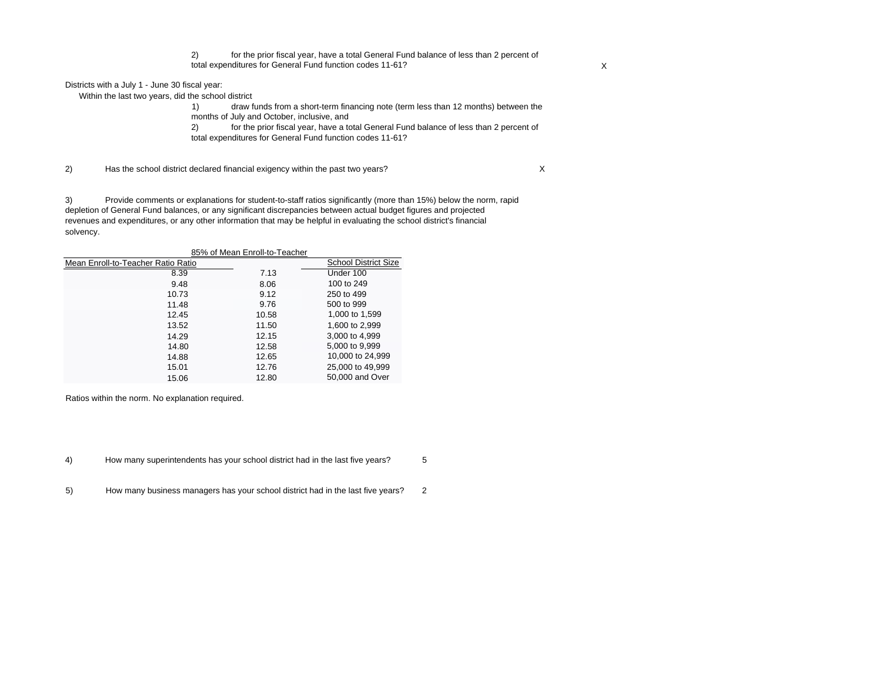2) for the prior fiscal year, have a total General Fund balance of less than 2 percent of total expenditures for General Fund function codes 11-61? X

Districts with a July 1 - June 30 fiscal year:

Within the last two years, did the school district

1) draw funds from a short-term financing note (term less than 12 months) between the months of July and October, inclusive, and

2) for the prior fiscal year, have a total General Fund balance of less than 2 percent of total expenditures for General Fund function codes 11-61?

2) Has the school district declared financial exigency within the past two years? X

3) Provide comments or explanations for student-to-staff ratios significantly (more than 15%) below the norm, rapid depletion of General Fund balances, or any significant discrepancies between actual budget figures and projected revenues and expenditures, or any other information that may be helpful in evaluating the school district's financial solvency.

| Mean Enroll-to-Teacher Ratio | 85% of Mean Enroll-to-Teacher Ratio | School District Size |
|---|---|---|
| 8.39 | 7.13 | Under 100 |
| 9.48 | 8.06 | 100 to 249 |
| 10.73 | 9.12 | 250 to 499 |
| 11.48 | 9.76 | 500 to 999 |
| 12.45 | 10.58 | 1,000 to 1,599 |
| 13.52 | 11.50 | 1,600 to 2,999 |
| 14.29 | 12.15 | 3,000 to 4,999 |
| 14.80 | 12.58 | 5,000 to 9,999 |
| 14.88 | 12.65 | 10,000 to 24,999 |
| 15.01 | 12.76 | 25,000 to 49,999 |
| 15.06 | 12.80 | 50,000 and Over |

Ratios within the norm. No explanation required.

4) How many superintendents has your school district had in the last five years? 5

5) How many business managers has your school district had in the last five years? 2